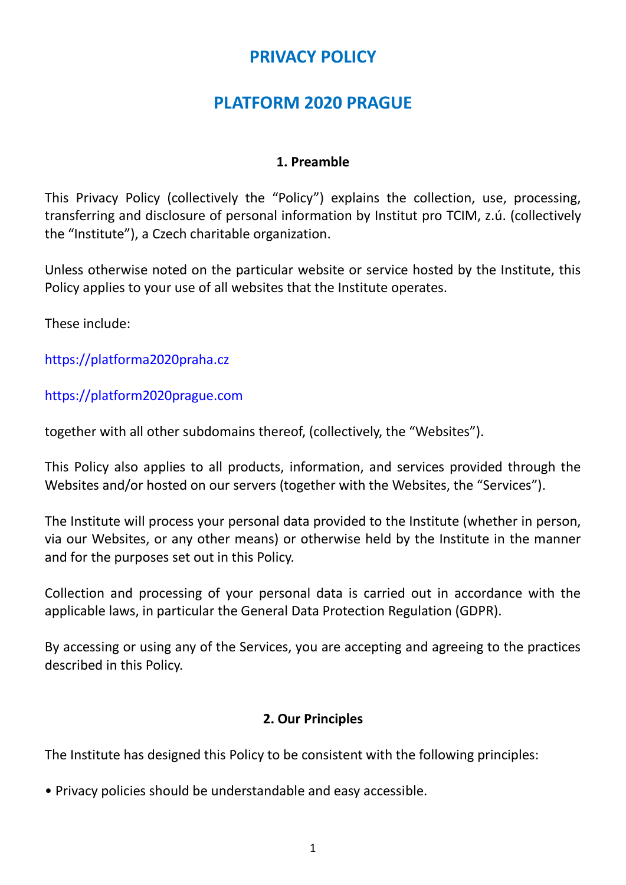# PRIVACY POLICY

# PLATFORM 2020 PRAGUE

## 1. Preamble

This Privacy Policy (collectively the "Policy") explains the collection, use, processing, transferring and disclosure of personal information by Institut pro TCIM, z.ú. (collectively the "Institute"), a Czech charitable organization.

Unless otherwise noted on the particular website or service hosted by the Institute, this Policy applies to your use of all websites that the Institute operates.

These include:

https://platforma2020praha.cz

https://platform2020prague.com

together with all other subdomains thereof, (collectively, the "Websites").

This Policy also applies to all products, information, and services provided through the Websites and/or hosted on our servers (together with the Websites, the "Services").

The Institute will process your personal data provided to the Institute (whether in person, via our Websites, or any other means) or otherwise held by the Institute in the manner and for the purposes set out in this Policy.

Collection and processing of your personal data is carried out in accordance with the applicable laws, in particular the General Data Protection Regulation (GDPR).

By accessing or using any of the Services, you are accepting and agreeing to the practices described in this Policy.

## 2. Our Principles

The Institute has designed this Policy to be consistent with the following principles:

• Privacy policies should be understandable and easy accessible.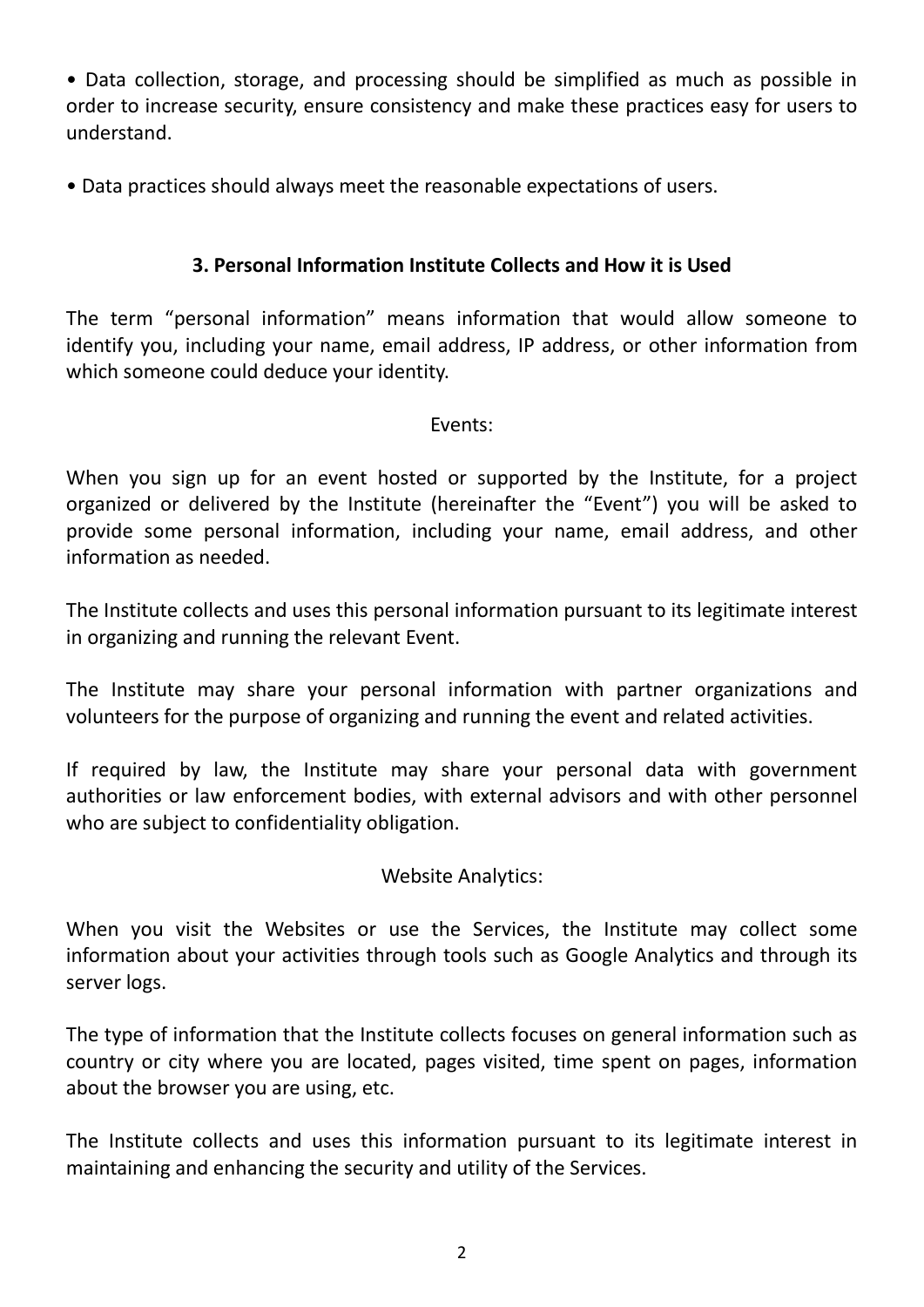- Data collection, storage, and processing should be simplified as much as possible in order to increase security, ensure consistency and make these practices easy for users to understand.

- Data practices should always meet the reasonable expectations of users.

## 3. Personal Information Institute Collects and How it is Used

The term "personal information" means information that would allow someone to identify you, including your name, email address, IP address, or other information from which someone could deduce your identity.

Events:

When you sign up for an event hosted or supported by the Institute, for a project organized or delivered by the Institute (hereinafter the "Event") you will be asked to provide some personal information, including your name, email address, and other information as needed.

The Institute collects and uses this personal information pursuant to its legitimate interest in organizing and running the relevant Event.

The Institute may share your personal information with partner organizations and volunteers for the purpose of organizing and running the event and related activities.

If required by law, the Institute may share your personal data with government authorities or law enforcement bodies, with external advisors and with other personnel who are subject to confidentiality obligation.

Website Analytics:

When you visit the Websites or use the Services, the Institute may collect some information about your activities through tools such as Google Analytics and through its server logs.

The type of information that the Institute collects focuses on general information such as country or city where you are located, pages visited, time spent on pages, information about the browser you are using, etc.

The Institute collects and uses this information pursuant to its legitimate interest in maintaining and enhancing the security and utility of the Services.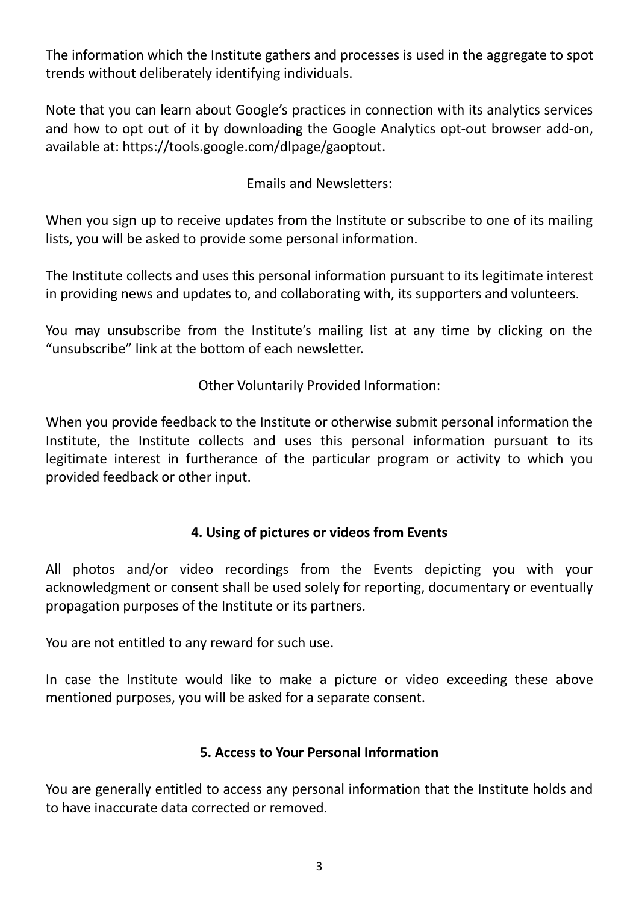The information which the Institute gathers and processes is used in the aggregate to spot trends without deliberately identifying individuals.

Note that you can learn about Google's practices in connection with its analytics services and how to opt out of it by downloading the Google Analytics opt-out browser add-on, available at: https://tools.google.com/dlpage/gaoptout.

Emails and Newsletters:

When you sign up to receive updates from the Institute or subscribe to one of its mailing lists, you will be asked to provide some personal information.

The Institute collects and uses this personal information pursuant to its legitimate interest in providing news and updates to, and collaborating with, its supporters and volunteers.

You may unsubscribe from the Institute's mailing list at any time by clicking on the "unsubscribe" link at the bottom of each newsletter.

Other Voluntarily Provided Information:

When you provide feedback to the Institute or otherwise submit personal information the Institute, the Institute collects and uses this personal information pursuant to its legitimate interest in furtherance of the particular program or activity to which you provided feedback or other input.

## 4. Using of pictures or videos from Events

All photos and/or video recordings from the Events depicting you with your acknowledgment or consent shall be used solely for reporting, documentary or eventually propagation purposes of the Institute or its partners.

You are not entitled to any reward for such use.

In case the Institute would like to make a picture or video exceeding these above mentioned purposes, you will be asked for a separate consent.

## 5. Access to Your Personal Information

You are generally entitled to access any personal information that the Institute holds and to have inaccurate data corrected or removed.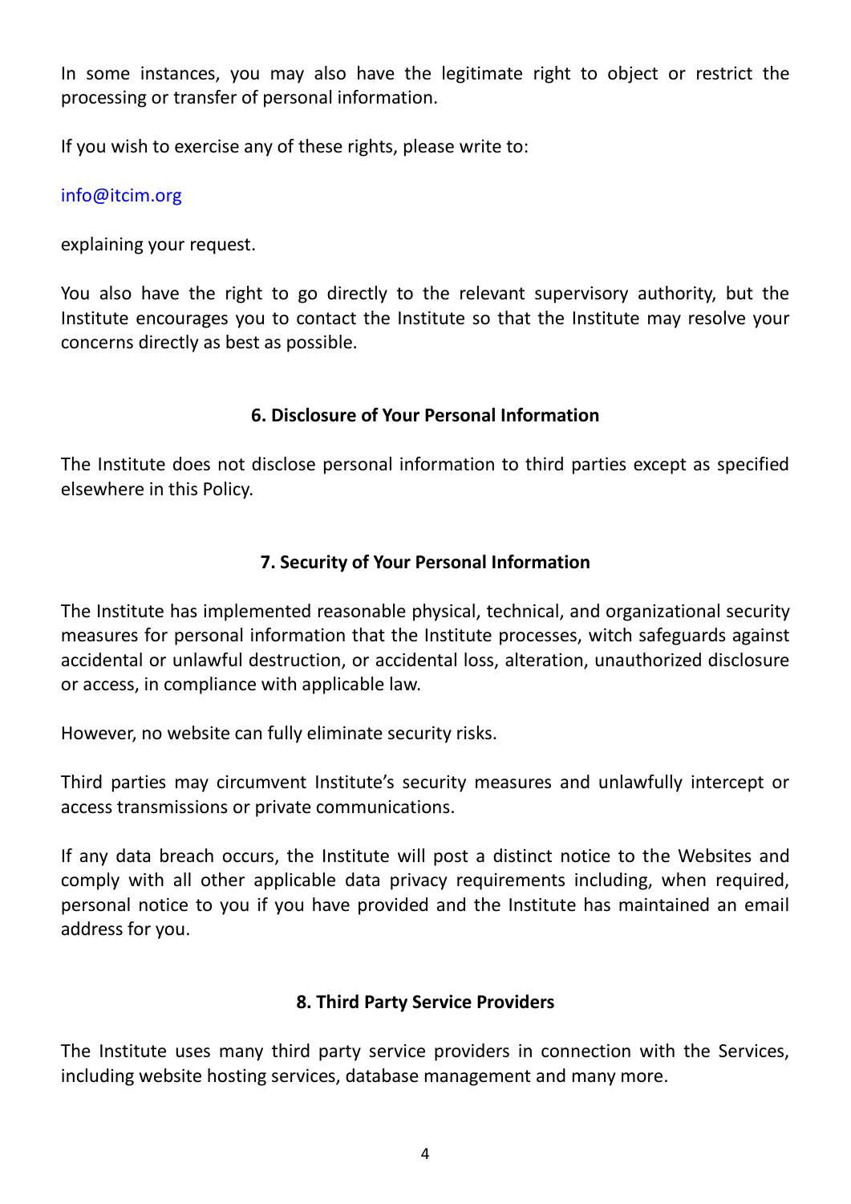In some instances, you may also have the legitimate right to object or restrict the processing or transfer of personal information.

If you wish to exercise any of these rights, please write to:

info@itcim.org

explaining your request.

You also have the right to go directly to the relevant supervisory authority, but the Institute encourages you to contact the Institute so that the Institute may resolve your concerns directly as best as possible.

## 6. Disclosure of Your Personal Information

The Institute does not disclose personal information to third parties except as specified elsewhere in this Policy.

## 7. Security of Your Personal Information

The Institute has implemented reasonable physical, technical, and organizational security measures for personal information that the Institute processes, witch safeguards against accidental or unlawful destruction, or accidental loss, alteration, unauthorized disclosure or access, in compliance with applicable law.

However, no website can fully eliminate security risks.

Third parties may circumvent Institute's security measures and unlawfully intercept or access transmissions or private communications.

If any data breach occurs, the Institute will post a distinct notice to the Websites and comply with all other applicable data privacy requirements including, when required, personal notice to you if you have provided and the Institute has maintained an email address for you.

## 8. Third Party Service Providers

The Institute uses many third party service providers in connection with the Services, including website hosting services, database management and many more.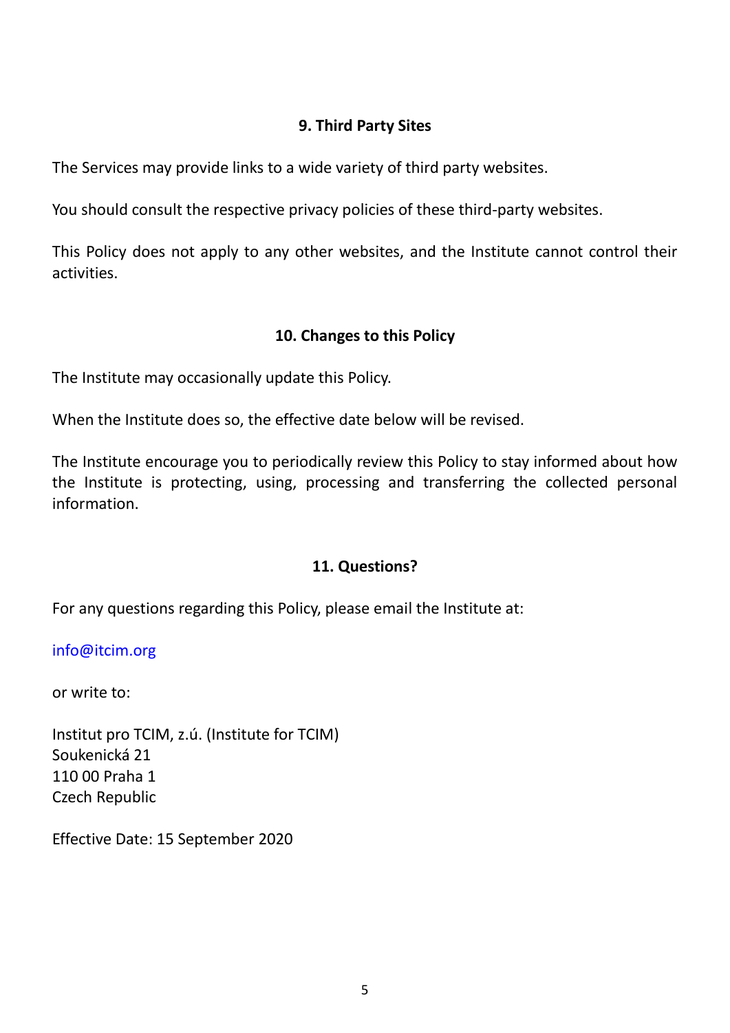## 9. Third Party Sites

The Services may provide links to a wide variety of third party websites.

You should consult the respective privacy policies of these third-party websites.

This Policy does not apply to any other websites, and the Institute cannot control their activities.

## 10. Changes to this Policy

The Institute may occasionally update this Policy.

When the Institute does so, the effective date below will be revised.

The Institute encourage you to periodically review this Policy to stay informed about how the Institute is protecting, using, processing and transferring the collected personal information.

## 11. Questions?

For any questions regarding this Policy, please email the Institute at:

info@itcim.org

or write to:

Institut pro TCIM, z.ú. (Institute for TCIM)
Soukenická 21
110 00 Praha 1
Czech Republic

Effective Date: 15 September 2020